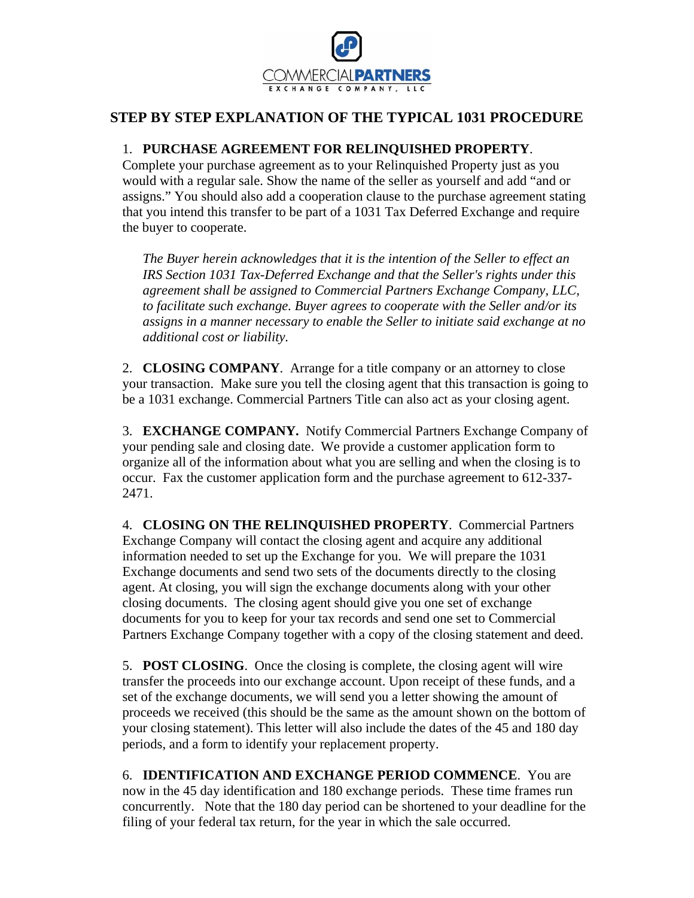COMMERCIALPARTNERS
EXCHANGE COMPANY, LLC

## STEP BY STEP EXPLANATION OF THE TYPICAL 1031 PROCEDURE

1. **PURCHASE AGREEMENT FOR RELINQUISHED PROPERTY**. Complete your purchase agreement as to your Relinquished Property just as you would with a regular sale. Show the name of the seller as yourself and add "and or assigns." You should also add a cooperation clause to the purchase agreement stating that you intend this transfer to be part of a 1031 Tax Deferred Exchange and require the buyer to cooperate.

   *The Buyer herein acknowledges that it is the intention of the Seller to effect an IRS Section 1031 Tax-Deferred Exchange and that the Seller's rights under this agreement shall be assigned to Commercial Partners Exchange Company, LLC, to facilitate such exchange. Buyer agrees to cooperate with the Seller and/or its assigns in a manner necessary to enable the Seller to initiate said exchange at no additional cost or liability.*

2. **CLOSING COMPANY**. Arrange for a title company or an attorney to close your transaction. Make sure you tell the closing agent that this transaction is going to be a 1031 exchange. Commercial Partners Title can also act as your closing agent.

3. **EXCHANGE COMPANY.** Notify Commercial Partners Exchange Company of your pending sale and closing date. We provide a customer application form to organize all of the information about what you are selling and when the closing is to occur. Fax the customer application form and the purchase agreement to 612-337-2471.

4. **CLOSING ON THE RELINQUISHED PROPERTY**. Commercial Partners Exchange Company will contact the closing agent and acquire any additional information needed to set up the Exchange for you. We will prepare the 1031 Exchange documents and send two sets of the documents directly to the closing agent. At closing, you will sign the exchange documents along with your other closing documents. The closing agent should give you one set of exchange documents for you to keep for your tax records and send one set to Commercial Partners Exchange Company together with a copy of the closing statement and deed.

5. **POST CLOSING**. Once the closing is complete, the closing agent will wire transfer the proceeds into our exchange account. Upon receipt of these funds, and a set of the exchange documents, we will send you a letter showing the amount of proceeds we received (this should be the same as the amount shown on the bottom of your closing statement). This letter will also include the dates of the 45 and 180 day periods, and a form to identify your replacement property.

6. **IDENTIFICATION AND EXCHANGE PERIOD COMMENCE**. You are now in the 45 day identification and 180 exchange periods. These time frames run concurrently. Note that the 180 day period can be shortened to your deadline for the filing of your federal tax return, for the year in which the sale occurred.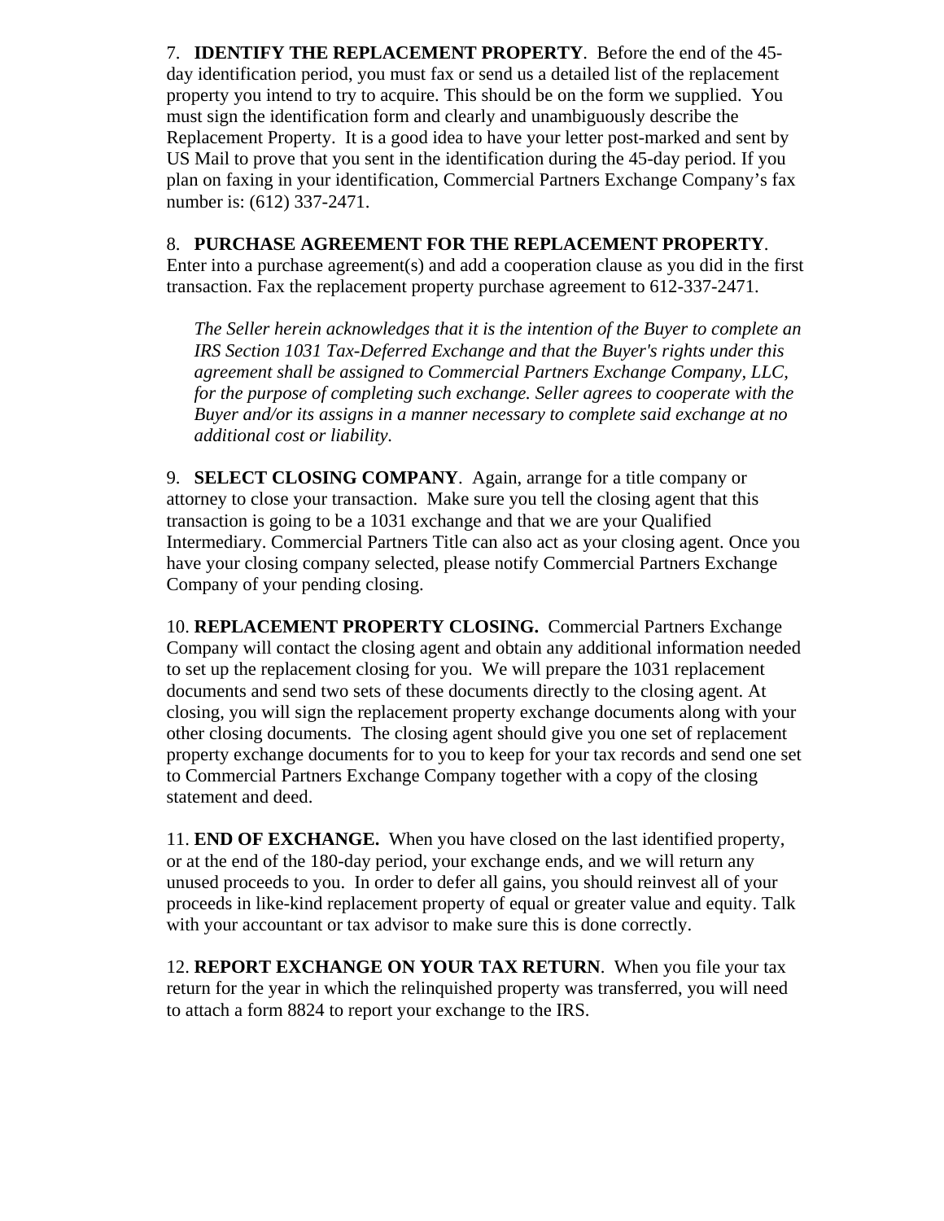7. **IDENTIFY THE REPLACEMENT PROPERTY**. Before the end of the 45-day identification period, you must fax or send us a detailed list of the replacement property you intend to try to acquire. This should be on the form we supplied. You must sign the identification form and clearly and unambiguously describe the Replacement Property. It is a good idea to have your letter post-marked and sent by US Mail to prove that you sent in the identification during the 45-day period. If you plan on faxing in your identification, Commercial Partners Exchange Company's fax number is: (612) 337-2471.

8. **PURCHASE AGREEMENT FOR THE REPLACEMENT PROPERTY**. Enter into a purchase agreement(s) and add a cooperation clause as you did in the first transaction. Fax the replacement property purchase agreement to 612-337-2471.

> *The Seller herein acknowledges that it is the intention of the Buyer to complete an IRS Section 1031 Tax-Deferred Exchange and that the Buyer's rights under this agreement shall be assigned to Commercial Partners Exchange Company, LLC, for the purpose of completing such exchange. Seller agrees to cooperate with the Buyer and/or its assigns in a manner necessary to complete said exchange at no additional cost or liability.*

9. **SELECT CLOSING COMPANY**. Again, arrange for a title company or attorney to close your transaction. Make sure you tell the closing agent that this transaction is going to be a 1031 exchange and that we are your Qualified Intermediary. Commercial Partners Title can also act as your closing agent. Once you have your closing company selected, please notify Commercial Partners Exchange Company of your pending closing.

10. **REPLACEMENT PROPERTY CLOSING.** Commercial Partners Exchange Company will contact the closing agent and obtain any additional information needed to set up the replacement closing for you. We will prepare the 1031 replacement documents and send two sets of these documents directly to the closing agent. At closing, you will sign the replacement property exchange documents along with your other closing documents. The closing agent should give you one set of replacement property exchange documents for to you to keep for your tax records and send one set to Commercial Partners Exchange Company together with a copy of the closing statement and deed.

11. **END OF EXCHANGE.** When you have closed on the last identified property, or at the end of the 180-day period, your exchange ends, and we will return any unused proceeds to you. In order to defer all gains, you should reinvest all of your proceeds in like-kind replacement property of equal or greater value and equity. Talk with your accountant or tax advisor to make sure this is done correctly.

12. **REPORT EXCHANGE ON YOUR TAX RETURN**. When you file your tax return for the year in which the relinquished property was transferred, you will need to attach a form 8824 to report your exchange to the IRS.